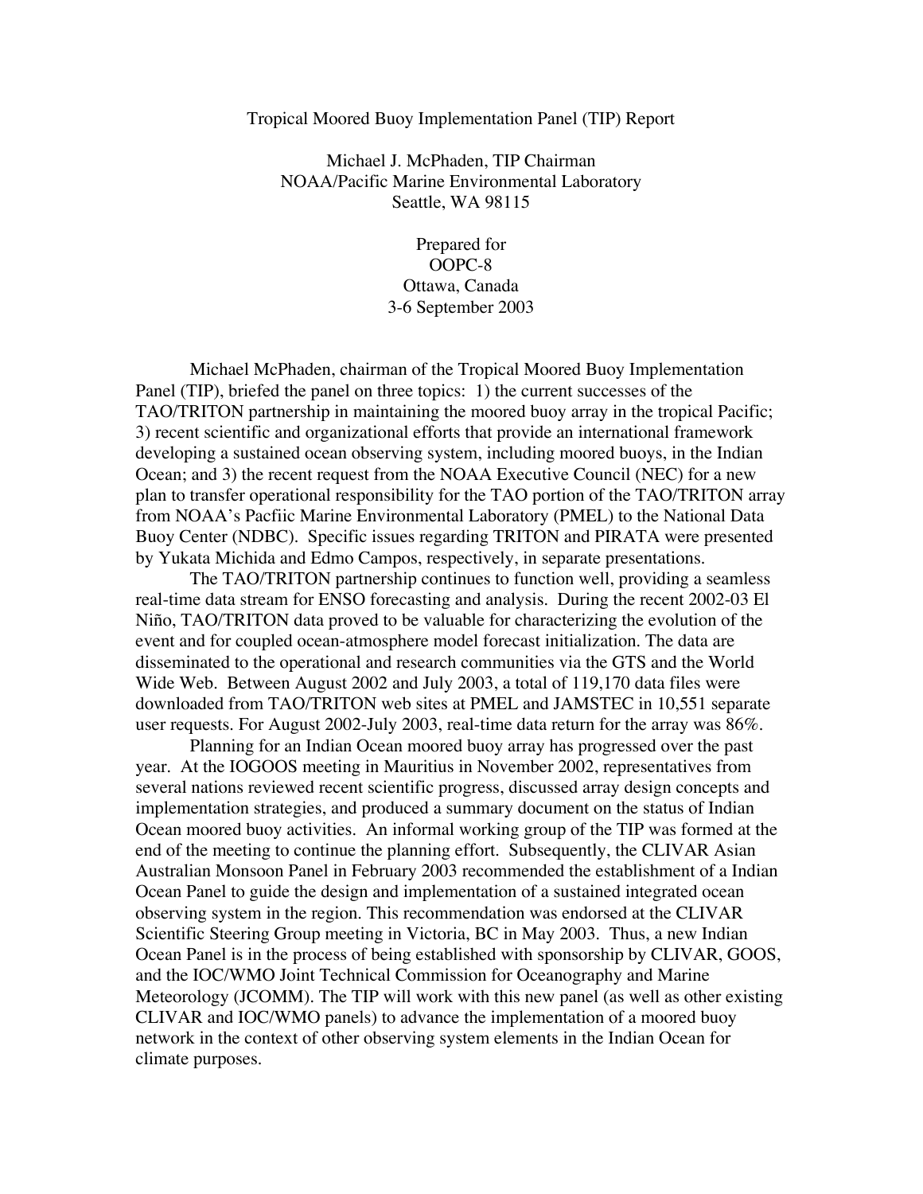# Tropical Moored Buoy Implementation Panel (TIP) Report

Michael J. McPhaden, TIP Chairman
NOAA/Pacific Marine Environmental Laboratory
Seattle, WA 98115

Prepared for
OOPC-8
Ottawa, Canada
3-6 September 2003

Michael McPhaden, chairman of the Tropical Moored Buoy Implementation Panel (TIP), briefed the panel on three topics: 1) the current successes of the TAO/TRITON partnership in maintaining the moored buoy array in the tropical Pacific; 3) recent scientific and organizational efforts that provide an international framework developing a sustained ocean observing system, including moored buoys, in the Indian Ocean; and 3) the recent request from the NOAA Executive Council (NEC) for a new plan to transfer operational responsibility for the TAO portion of the TAO/TRITON array from NOAA's Pacfiic Marine Environmental Laboratory (PMEL) to the National Data Buoy Center (NDBC). Specific issues regarding TRITON and PIRATA were presented by Yukata Michida and Edmo Campos, respectively, in separate presentations.

The TAO/TRITON partnership continues to function well, providing a seamless real-time data stream for ENSO forecasting and analysis. During the recent 2002-03 El Niño, TAO/TRITON data proved to be valuable for characterizing the evolution of the event and for coupled ocean-atmosphere model forecast initialization. The data are disseminated to the operational and research communities via the GTS and the World Wide Web. Between August 2002 and July 2003, a total of 119,170 data files were downloaded from TAO/TRITON web sites at PMEL and JAMSTEC in 10,551 separate user requests. For August 2002-July 2003, real-time data return for the array was 86%.

Planning for an Indian Ocean moored buoy array has progressed over the past year. At the IOGOOS meeting in Mauritius in November 2002, representatives from several nations reviewed recent scientific progress, discussed array design concepts and implementation strategies, and produced a summary document on the status of Indian Ocean moored buoy activities. An informal working group of the TIP was formed at the end of the meeting to continue the planning effort. Subsequently, the CLIVAR Asian Australian Monsoon Panel in February 2003 recommended the establishment of a Indian Ocean Panel to guide the design and implementation of a sustained integrated ocean observing system in the region. This recommendation was endorsed at the CLIVAR Scientific Steering Group meeting in Victoria, BC in May 2003. Thus, a new Indian Ocean Panel is in the process of being established with sponsorship by CLIVAR, GOOS, and the IOC/WMO Joint Technical Commission for Oceanography and Marine Meteorology (JCOMM). The TIP will work with this new panel (as well as other existing CLIVAR and IOC/WMO panels) to advance the implementation of a moored buoy network in the context of other observing system elements in the Indian Ocean for climate purposes.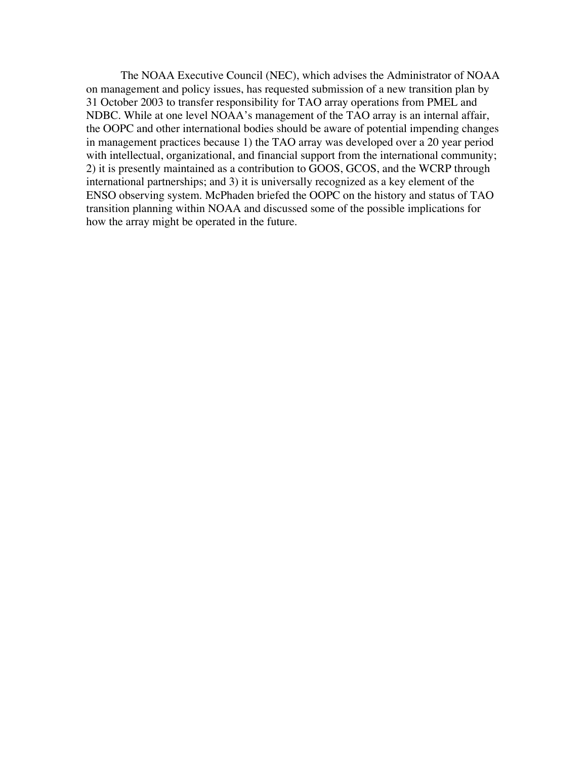The NOAA Executive Council (NEC), which advises the Administrator of NOAA on management and policy issues, has requested submission of a new transition plan by 31 October 2003 to transfer responsibility for TAO array operations from PMEL and NDBC. While at one level NOAA's management of the TAO array is an internal affair, the OOPC and other international bodies should be aware of potential impending changes in management practices because 1) the TAO array was developed over a 20 year period with intellectual, organizational, and financial support from the international community; 2) it is presently maintained as a contribution to GOOS, GCOS, and the WCRP through international partnerships; and 3) it is universally recognized as a key element of the ENSO observing system. McPhaden briefed the OOPC on the history and status of TAO transition planning within NOAA and discussed some of the possible implications for how the array might be operated in the future.